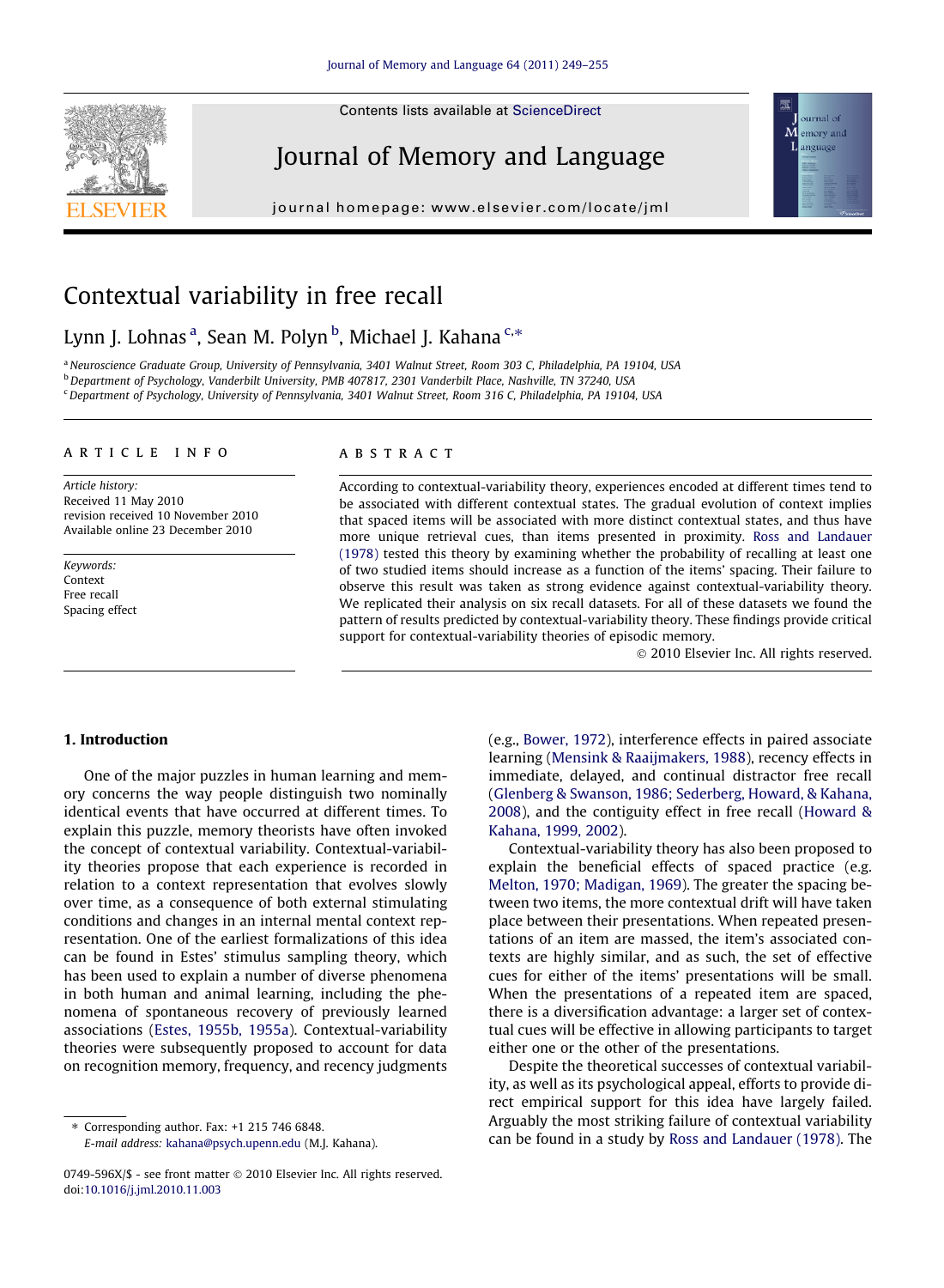# Contextual variability in free recall

Lynn J. Lohnas [a], Sean M. Polyn [b], Michael J. Kahana [c,*]

[a] Neuroscience Graduate Group, University of Pennsylvania, 3401 Walnut Street, Room 303 C, Philadelphia, PA 19104, USA
[b] Department of Psychology, Vanderbilt University, PMB 407817, 2301 Vanderbilt Place, Nashville, TN 37240, USA
[c] Department of Psychology, University of Pennsylvania, 3401 Walnut Street, Room 316 C, Philadelphia, PA 19104, USA

## ARTICLE INFO

*Article history:*
Received 11 May 2010
revision received 10 November 2010
Available online 23 December 2010

*Keywords:*
Context
Free recall
Spacing effect

## ABSTRACT

According to contextual-variability theory, experiences encoded at different times tend to be associated with different contextual states. The gradual evolution of context implies that spaced items will be associated with more distinct contextual states, and thus have more unique retrieval cues, than items presented in proximity. Ross and Landauer (1978) tested this theory by examining whether the probability of recalling at least one of two studied items should increase as a function of the items' spacing. Their failure to observe this result was taken as strong evidence against contextual-variability theory. We replicated their analysis on six recall datasets. For all of these datasets we found the pattern of results predicted by contextual-variability theory. These findings provide critical support for contextual-variability theories of episodic memory.

© 2010 Elsevier Inc. All rights reserved.

## 1. Introduction

One of the major puzzles in human learning and memory concerns the way people distinguish two nominally identical events that have occurred at different times. To explain this puzzle, memory theorists have often invoked the concept of contextual variability. Contextual-variability theories propose that each experience is recorded in relation to a context representation that evolves slowly over time, as a consequence of both external stimulating conditions and changes in an internal mental context representation. One of the earliest formalizations of this idea can be found in Estes' stimulus sampling theory, which has been used to explain a number of diverse phenomena in both human and animal learning, including the phenomena of spontaneous recovery of previously learned associations (Estes, 1955b, 1955a). Contextual-variability theories were subsequently proposed to account for data on recognition memory, frequency, and recency judgments (e.g., Bower, 1972), interference effects in paired associate learning (Mensink & Raaijmakers, 1988), recency effects in immediate, delayed, and continual distractor free recall (Glenberg & Swanson, 1986; Sederberg, Howard, & Kahana, 2008), and the contiguity effect in free recall (Howard & Kahana, 1999, 2002).

Contextual-variability theory has also been proposed to explain the beneficial effects of spaced practice (e.g. Melton, 1970; Madigan, 1969). The greater the spacing between two items, the more contextual drift will have taken place between their presentations. When repeated presentations of an item are massed, the item's associated contexts are highly similar, and as such, the set of effective cues for either of the items' presentations will be small. When the presentations of a repeated item are spaced, there is a diversification advantage: a larger set of contextual cues will be effective in allowing participants to target either one or the other of the presentations.

Despite the theoretical successes of contextual variability, as well as its psychological appeal, efforts to provide direct empirical support for this idea have largely failed. Arguably the most striking failure of contextual variability can be found in a study by Ross and Landauer (1978). The

* Corresponding author. Fax: +1 215 746 6848.
*E-mail address:* kahana@psych.upenn.edu (M.J. Kahana).

0749-596X/$ - see front matter © 2010 Elsevier Inc. All rights reserved.
doi:10.1016/j.jml.2010.11.003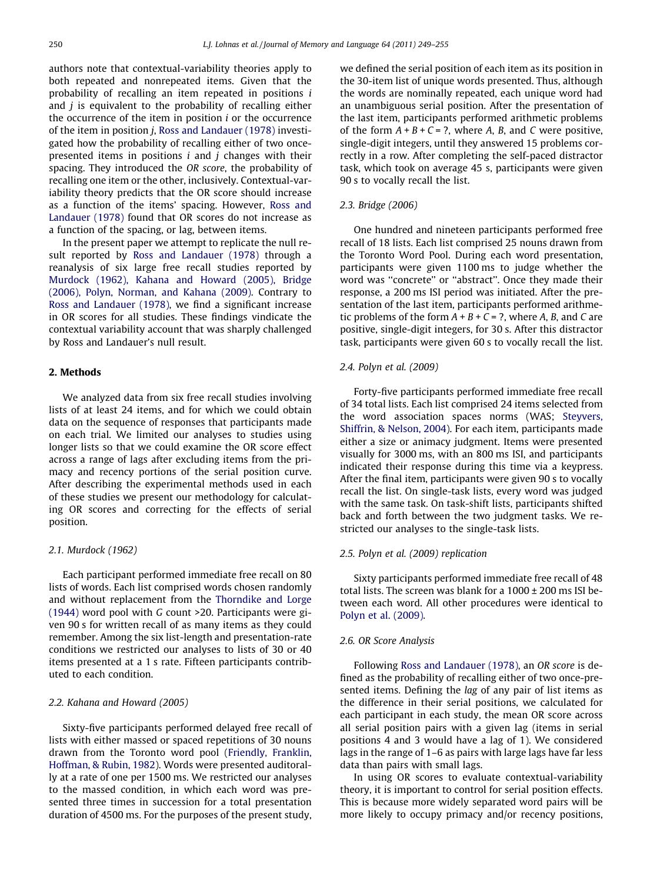authors note that contextual-variability theories apply to both repeated and nonrepeated items. Given that the probability of recalling an item repeated in positions $i$ and $j$ is equivalent to the probability of recalling either the occurrence of the item in position $i$ or the occurrence of the item in position $j$, Ross and Landauer (1978) investigated how the probability of recalling either of two once-presented items in positions $i$ and $j$ changes with their spacing. They introduced the *OR score*, the probability of recalling one item or the other, inclusively. Contextual-variability theory predicts that the OR score should increase as a function of the items' spacing. However, Ross and Landauer (1978) found that OR scores do not increase as a function of the spacing, or lag, between items.

In the present paper we attempt to replicate the null result reported by Ross and Landauer (1978) through a reanalysis of six large free recall studies reported by Murdock (1962), Kahana and Howard (2005), Bridge (2006), Polyn, Norman, and Kahana (2009). Contrary to Ross and Landauer (1978), we find a significant increase in OR scores for all studies. These findings vindicate the contextual variability account that was sharply challenged by Ross and Landauer's null result.

## 2. Methods

We analyzed data from six free recall studies involving lists of at least 24 items, and for which we could obtain data on the sequence of responses that participants made on each trial. We limited our analyses to studies using longer lists so that we could examine the OR score effect across a range of lags after excluding items from the primacy and recency portions of the serial position curve. After describing the experimental methods used in each of these studies we present our methodology for calculating OR scores and correcting for the effects of serial position.

### 2.1. Murdock (1962)

Each participant performed immediate free recall on 80 lists of words. Each list comprised words chosen randomly and without replacement from the Thorndike and Lorge (1944) word pool with $G$ count >20. Participants were given 90 s for written recall of as many items as they could remember. Among the six list-length and presentation-rate conditions we restricted our analyses to lists of 30 or 40 items presented at a 1 s rate. Fifteen participants contributed to each condition.

### 2.2. Kahana and Howard (2005)

Sixty-five participants performed delayed free recall of lists with either massed or spaced repetitions of 30 nouns drawn from the Toronto word pool (Friendly, Franklin, Hoffman, & Rubin, 1982). Words were presented auditorally at a rate of one per 1500 ms. We restricted our analyses to the massed condition, in which each word was presented three times in succession for a total presentation duration of 4500 ms. For the purposes of the present study, we defined the serial position of each item as its position in the 30-item list of unique words presented. Thus, although the words are nominally repeated, each unique word had an unambiguous serial position. After the presentation of the last item, participants performed arithmetic problems of the form $A + B + C = ?$, where $A$, $B$, and $C$ were positive, single-digit integers, until they answered 15 problems correctly in a row. After completing the self-paced distractor task, which took on average 45 s, participants were given 90 s to vocally recall the list.

### 2.3. Bridge (2006)

One hundred and nineteen participants performed free recall of 18 lists. Each list comprised 25 nouns drawn from the Toronto Word Pool. During each word presentation, participants were given 1100 ms to judge whether the word was "concrete" or "abstract". Once they made their response, a 200 ms ISI period was initiated. After the presentation of the last item, participants performed arithmetic problems of the form $A + B + C = ?$, where $A$, $B$, and $C$ are positive, single-digit integers, for 30 s. After this distractor task, participants were given 60 s to vocally recall the list.

### 2.4. Polyn et al. (2009)

Forty-five participants performed immediate free recall of 34 total lists. Each list comprised 24 items selected from the word association spaces norms (WAS; Steyvers, Shiffrin, & Nelson, 2004). For each item, participants made either a size or animacy judgment. Items were presented visually for 3000 ms, with an 800 ms ISI, and participants indicated their response during this time via a keypress. After the final item, participants were given 90 s to vocally recall the list. On single-task lists, every word was judged with the same task. On task-shift lists, participants shifted back and forth between the two judgment tasks. We restricted our analyses to the single-task lists.

### 2.5. Polyn et al. (2009) replication

Sixty participants performed immediate free recall of 48 total lists. The screen was blank for a 1000 ± 200 ms ISI between each word. All other procedures were identical to Polyn et al. (2009).

### 2.6. OR Score Analysis

Following Ross and Landauer (1978), an *OR score* is defined as the probability of recalling either of two once-presented items. Defining the *lag* of any pair of list items as the difference in their serial positions, we calculated for each participant in each study, the mean OR score across all serial position pairs with a given lag (items in serial positions 4 and 3 would have a lag of 1). We considered lags in the range of 1–6 as pairs with large lags have far less data than pairs with small lags.

In using OR scores to evaluate contextual-variability theory, it is important to control for serial position effects. This is because more widely separated word pairs will be more likely to occupy primacy and/or recency positions,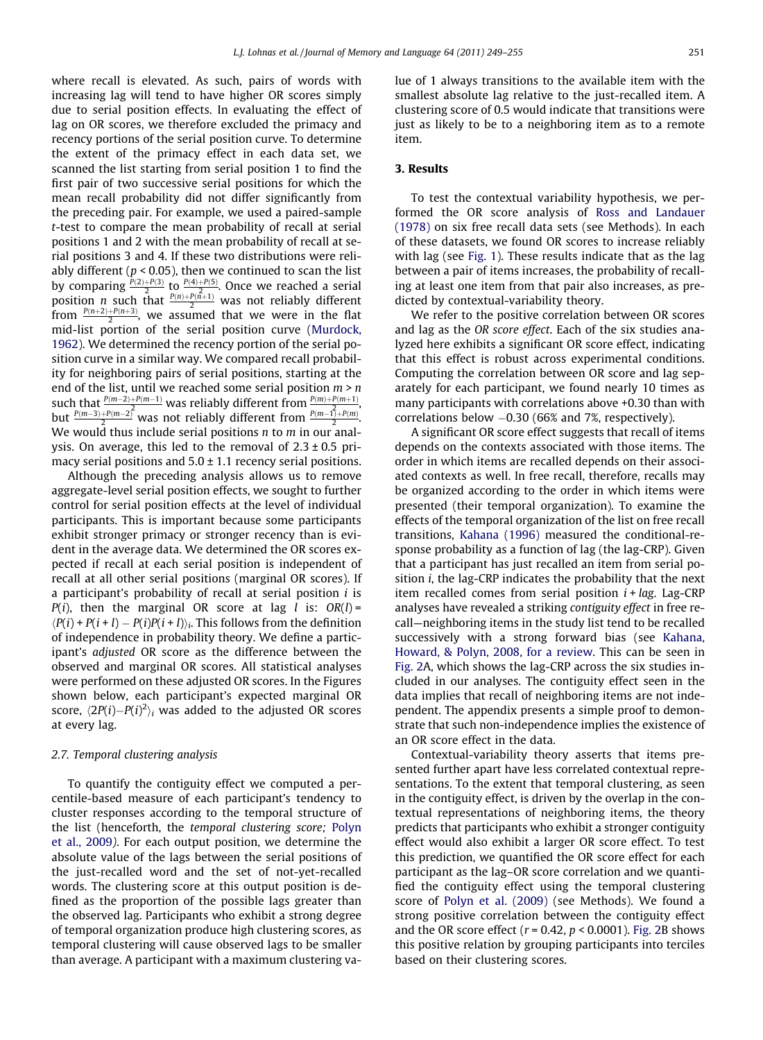where recall is elevated. As such, pairs of words with increasing lag will tend to have higher OR scores simply due to serial position effects. In evaluating the effect of lag on OR scores, we therefore excluded the primacy and recency portions of the serial position curve. To determine the extent of the primacy effect in each data set, we scanned the list starting from serial position 1 to find the first pair of two successive serial positions for which the mean recall probability did not differ significantly from the preceding pair. For example, we used a paired-sample $t$-test to compare the mean probability of recall at serial positions 1 and 2 with the mean probability of recall at serial positions 3 and 4. If these two distributions were reliably different ($p < 0.05$), then we continued to scan the list by comparing $\frac{P(2)+P(3)}{2}$ to $\frac{P(4)+P(5)}{2}$. Once we reached a serial position $n$ such that $\frac{P(n)+P(n+1)}{2}$ was not reliably different from $\frac{P(n+2)+P(n+3)}{2}$, we assumed that we were in the flat mid-list portion of the serial position curve (Murdock, 1962). We determined the recency portion of the serial position curve in a similar way. We compared recall probability for neighboring pairs of serial positions, starting at the end of the list, until we reached some serial position $m > n$ such that $\frac{P(m-2)+P(m-1)}{2}$ was reliably different from $\frac{P(m)+P(m+1)}{2}$, but $\frac{P(m-3)+P(m-2)}{2}$ was not reliably different from $\frac{P(m-1)+P(m)}{2}$. We would thus include serial positions $n$ to $m$ in our analysis. On average, this led to the removal of $2.3 \pm 0.5$ primacy serial positions and $5.0 \pm 1.1$ recency serial positions.

Although the preceding analysis allows us to remove aggregate-level serial position effects, we sought to further control for serial position effects at the level of individual participants. This is important because some participants exhibit stronger primacy or stronger recency than is evident in the average data. We determined the OR scores expected if recall at each serial position is independent of recall at all other serial positions (marginal OR scores). If a participant's probability of recall at serial position $i$ is $P(i)$, then the marginal OR score at lag $l$ is: $OR(l) = \langle P(i) + P(i+l) - P(i)P(i+l)\rangle_i$. This follows from the definition of independence in probability theory. We define a participant's *adjusted* OR score as the difference between the observed and marginal OR scores. All statistical analyses were performed on these adjusted OR scores. In the Figures shown below, each participant's expected marginal OR score, $\langle 2P(i) - P(i)^2\rangle_i$ was added to the adjusted OR scores at every lag.

### 2.7. Temporal clustering analysis

To quantify the contiguity effect we computed a percentile-based measure of each participant's tendency to cluster responses according to the temporal structure of the list (henceforth, the *temporal clustering score;* Polyn et al., 2009). For each output position, we determine the absolute value of the lags between the serial positions of the just-recalled word and the set of not-yet-recalled words. The clustering score at this output position is defined as the proportion of the possible lags greater than the observed lag. Participants who exhibit a strong degree of temporal organization produce high clustering scores, as temporal clustering will cause observed lags to be smaller than average. A participant with a maximum clustering value of 1 always transitions to the available item with the smallest absolute lag relative to the just-recalled item. A clustering score of 0.5 would indicate that transitions were just as likely to be to a neighboring item as to a remote item.

## 3. Results

To test the contextual variability hypothesis, we performed the OR score analysis of Ross and Landauer (1978) on six free recall data sets (see Methods). In each of these datasets, we found OR scores to increase reliably with lag (see Fig. 1). These results indicate that as the lag between a pair of items increases, the probability of recalling at least one item from that pair also increases, as predicted by contextual-variability theory.

We refer to the positive correlation between OR scores and lag as the *OR score effect*. Each of the six studies analyzed here exhibits a significant OR score effect, indicating that this effect is robust across experimental conditions. Computing the correlation between OR score and lag separately for each participant, we found nearly 10 times as many participants with correlations above +0.30 than with correlations below −0.30 (66% and 7%, respectively).

A significant OR score effect suggests that recall of items depends on the contexts associated with those items. The order in which items are recalled depends on their associated contexts as well. In free recall, therefore, recalls may be organized according to the order in which items were presented (their temporal organization). To examine the effects of the temporal organization of the list on free recall transitions, Kahana (1996) measured the conditional-response probability as a function of lag (the lag-CRP). Given that a participant has just recalled an item from serial position $i$, the lag-CRP indicates the probability that the next item recalled comes from serial position $i + lag$. Lag-CRP analyses have revealed a striking *contiguity effect* in free recall—neighboring items in the study list tend to be recalled successively with a strong forward bias (see Kahana, Howard, & Polyn, 2008, for a review. This can be seen in Fig. 2A, which shows the lag-CRP across the six studies included in our analyses. The contiguity effect seen in the data implies that recall of neighboring items are not independent. The appendix presents a simple proof to demonstrate that such non-independence implies the existence of an OR score effect in the data.

Contextual-variability theory asserts that items presented further apart have less correlated contextual representations. To the extent that temporal clustering, as seen in the contiguity effect, is driven by the overlap in the contextual representations of neighboring items, the theory predicts that participants who exhibit a stronger contiguity effect would also exhibit a larger OR score effect. To test this prediction, we quantified the OR score effect for each participant as the lag–OR score correlation and we quantified the contiguity effect using the temporal clustering score of Polyn et al. (2009) (see Methods). We found a strong positive correlation between the contiguity effect and the OR score effect ($r = 0.42$, $p < 0.0001$). Fig. 2B shows this positive relation by grouping participants into terciles based on their clustering scores.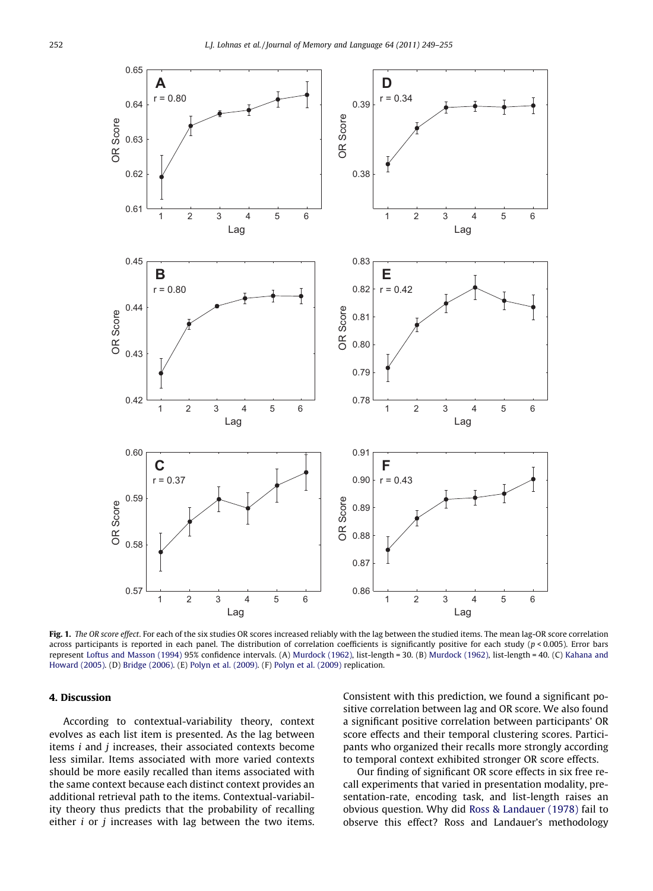**Fig. 1.** *The OR score effect*. For each of the six studies OR scores increased reliably with the lag between the studied items. The mean lag-OR score correlation across participants is reported in each panel. The distribution of correlation coefficients is significantly positive for each study ($p < 0.005$). Error bars represent Loftus and Masson (1994) 95% confidence intervals. (A) Murdock (1962), list-length = 30. (B) Murdock (1962), list-length = 40. (C) Kahana and Howard (2005). (D) Bridge (2006). (E) Polyn et al. (2009). (F) Polyn et al. (2009) replication.

## 4. Discussion

According to contextual-variability theory, context evolves as each list item is presented. As the lag between items $i$ and $j$ increases, their associated contexts become less similar. Items associated with more varied contexts should be more easily recalled than items associated with the same context because each distinct context provides an additional retrieval path to the items. Contextual-variability theory thus predicts that the probability of recalling either $i$ or $j$ increases with lag between the two items. Consistent with this prediction, we found a significant positive correlation between lag and OR score. We also found a significant positive correlation between participants' OR score effects and their temporal clustering scores. Participants who organized their recalls more strongly according to temporal context exhibited stronger OR score effects.

Our finding of significant OR score effects in six free recall experiments that varied in presentation modality, presentation-rate, encoding task, and list-length raises an obvious question. Why did Ross & Landauer (1978) fail to observe this effect? Ross and Landauer's methodology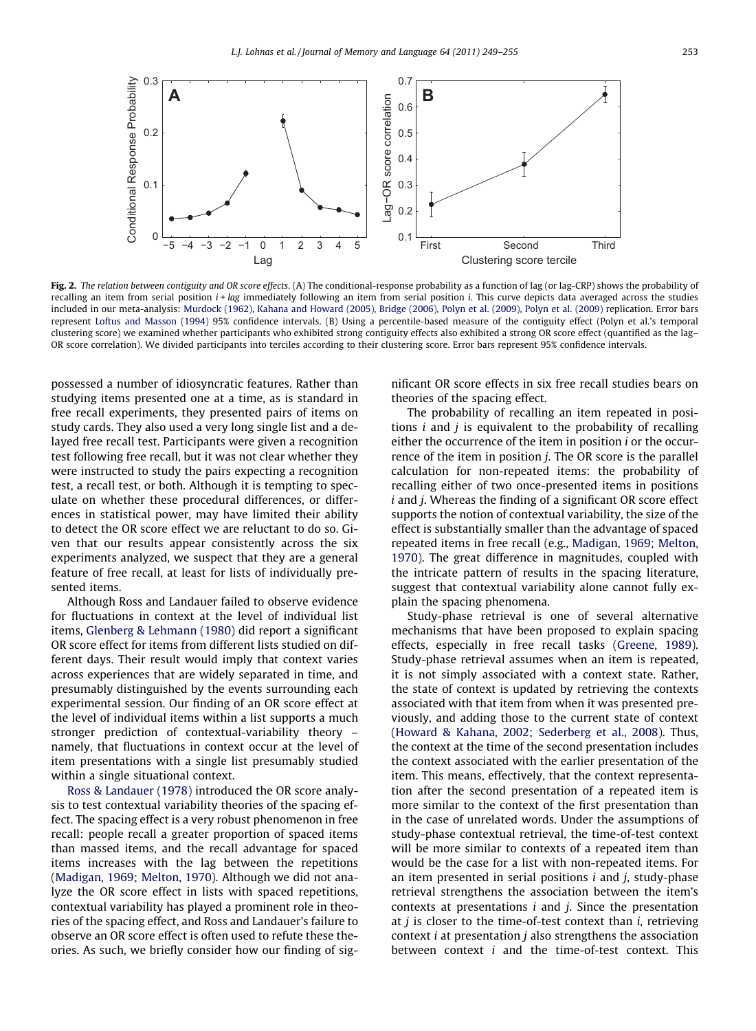A

Conditional Response Probability

0.3
0.2
0.1
0

−5 −4 −3 −2 −1 0 1 2 3 4 5

Lag

B

Lag−OR score correlation

0.7
0.6
0.5
0.4
0.3
0.2
0.1

First Second Third

Clustering score tercile

**Fig. 2.** *The relation between contiguity and OR score effects.* (A) The conditional-response probability as a function of lag (or lag-CRP) shows the probability of recalling an item from serial position $i + lag$ immediately following an item from serial position $i$. This curve depicts data averaged across the studies included in our meta-analysis: Murdock (1962), Kahana and Howard (2005), Bridge (2006), Polyn et al. (2009), Polyn et al. (2009) replication. Error bars represent Loftus and Masson (1994) 95% confidence intervals. (B) Using a percentile-based measure of the contiguity effect (Polyn et al.'s temporal clustering score) we examined whether participants who exhibited strong contiguity effects also exhibited a strong OR score effect (quantified as the lag–OR score correlation). We divided participants into terciles according to their clustering score. Error bars represent 95% confidence intervals.

possessed a number of idiosyncratic features. Rather than studying items presented one at a time, as is standard in free recall experiments, they presented pairs of items on study cards. They also used a very long single list and a delayed free recall test. Participants were given a recognition test following free recall, but it was not clear whether they were instructed to study the pairs expecting a recognition test, a recall test, or both. Although it is tempting to speculate on whether these procedural differences, or differences in statistical power, may have limited their ability to detect the OR score effect we are reluctant to do so. Given that our results appear consistently across the six experiments analyzed, we suspect that they are a general feature of free recall, at least for lists of individually presented items.

Although Ross and Landauer failed to observe evidence for fluctuations in context at the level of individual list items, Glenberg & Lehmann (1980) did report a significant OR score effect for items from different lists studied on different days. Their result would imply that context varies across experiences that are widely separated in time, and presumably distinguished by the events surrounding each experimental session. Our finding of an OR score effect at the level of individual items within a list supports a much stronger prediction of contextual-variability theory – namely, that fluctuations in context occur at the level of item presentations with a single list presumably studied within a single situational context.

Ross & Landauer (1978) introduced the OR score analysis to test contextual variability theories of the spacing effect. The spacing effect is a very robust phenomenon in free recall: people recall a greater proportion of spaced items than massed items, and the recall advantage for spaced items increases with the lag between the repetitions (Madigan, 1969; Melton, 1970). Although we did not analyze the OR score effect in lists with spaced repetitions, contextual variability has played a prominent role in theories of the spacing effect, and Ross and Landauer's failure to observe an OR score effect is often used to refute these theories. As such, we briefly consider how our finding of significant OR score effects in six free recall studies bears on theories of the spacing effect.

The probability of recalling an item repeated in positions $i$ and $j$ is equivalent to the probability of recalling either the occurrence of the item in position $i$ or the occurrence of the item in position $j$. The OR score is the parallel calculation for non-repeated items: the probability of recalling either of two once-presented items in positions $i$ and $j$. Whereas the finding of a significant OR score effect supports the notion of contextual variability, the size of the effect is substantially smaller than the advantage of spaced repeated items in free recall (e.g., Madigan, 1969; Melton, 1970). The great difference in magnitudes, coupled with the intricate pattern of results in the spacing literature, suggest that contextual variability alone cannot fully explain the spacing phenomena.

Study-phase retrieval is one of several alternative mechanisms that have been proposed to explain spacing effects, especially in free recall tasks (Greene, 1989). Study-phase retrieval assumes when an item is repeated, it is not simply associated with a context state. Rather, the state of context is updated by retrieving the contexts associated with that item from when it was presented previously, and adding those to the current state of context (Howard & Kahana, 2002; Sederberg et al., 2008). Thus, the context at the time of the second presentation includes the context associated with the earlier presentation of the item. This means, effectively, that the context representation after the second presentation of a repeated item is more similar to the context of the first presentation than in the case of unrelated words. Under the assumptions of study-phase contextual retrieval, the time-of-test context will be more similar to contexts of a repeated item than would be the case for a list with non-repeated items. For an item presented in serial positions $i$ and $j$, study-phase retrieval strengthens the association between the item's contexts at presentations $i$ and $j$. Since the presentation at $j$ is closer to the time-of-test context than $i$, retrieving context $i$ at presentation $j$ also strengthens the association between context $i$ and the time-of-test context. This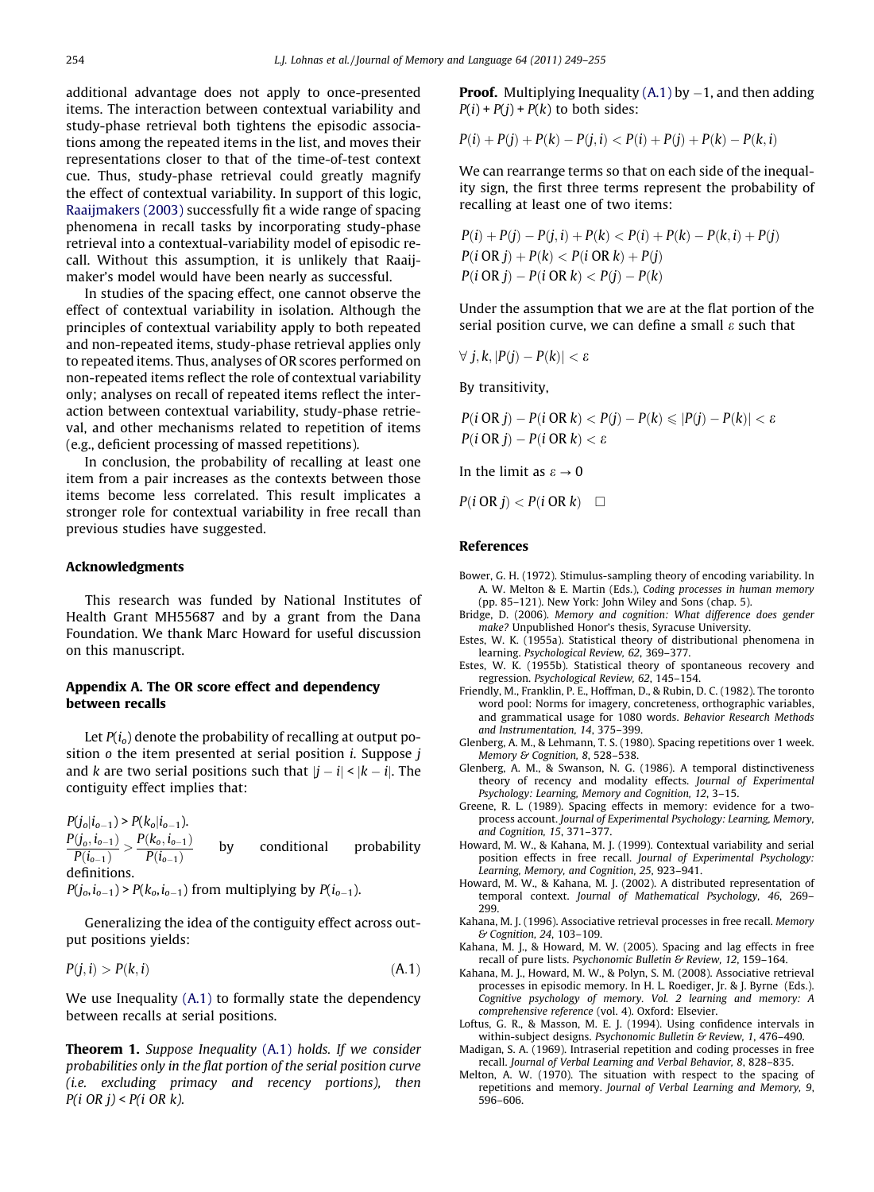additional advantage does not apply to once-presented items. The interaction between contextual variability and study-phase retrieval both tightens the episodic associations among the repeated items in the list, and moves their representations closer to that of the time-of-test context cue. Thus, study-phase retrieval could greatly magnify the effect of contextual variability. In support of this logic, Raaijmakers (2003) successfully fit a wide range of spacing phenomena in recall tasks by incorporating study-phase retrieval into a contextual-variability model of episodic recall. Without this assumption, it is unlikely that Raaijmaker's model would have been nearly as successful.

In studies of the spacing effect, one cannot observe the effect of contextual variability in isolation. Although the principles of contextual variability apply to both repeated and non-repeated items, study-phase retrieval applies only to repeated items. Thus, analyses of OR scores performed on non-repeated items reflect the role of contextual variability only; analyses on recall of repeated items reflect the interaction between contextual variability, study-phase retrieval, and other mechanisms related to repetition of items (e.g., deficient processing of massed repetitions).

In conclusion, the probability of recalling at least one item from a pair increases as the contexts between those items become less correlated. This result implicates a stronger role for contextual variability in free recall than previous studies have suggested.

### Acknowledgments

This research was funded by National Institutes of Health Grant MH55687 and by a grant from the Dana Foundation. We thank Marc Howard for useful discussion on this manuscript.

### Appendix A. The OR score effect and dependency between recalls

Let $P(i_o)$ denote the probability of recalling at output position $o$ the item presented at serial position $i$. Suppose $j$ and $k$ are two serial positions such that $|j - i| < |k - i|$. The contiguity effect implies that:

$P(j_o|i_{o-1}) > P(k_o|i_{o-1})$.

$\frac{P(j_o, i_{o-1})}{P(i_{o-1})} > \frac{P(k_o, i_{o-1})}{P(i_{o-1})}$ by conditional probability definitions.

$P(j_o, i_{o-1}) > P(k_o, i_{o-1})$ from multiplying by $P(i_{o-1})$.

Generalizing the idea of the contiguity effect across output positions yields:

$$P(j, i) > P(k, i) \tag{A.1}$$

We use Inequality (A.1) to formally state the dependency between recalls at serial positions.

**Theorem 1.** *Suppose Inequality (A.1) holds. If we consider probabilities only in the flat portion of the serial position curve (i.e. excluding primacy and recency portions), then $P(i \text{ OR } j) < P(i \text{ OR } k)$.*

**Proof.** Multiplying Inequality (A.1) by −1, and then adding $P(i) + P(j) + P(k)$ to both sides:

$$P(i) + P(j) + P(k) - P(j, i) < P(i) + P(j) + P(k) - P(k, i)$$

We can rearrange terms so that on each side of the inequality sign, the first three terms represent the probability of recalling at least one of two items:

$$P(i) + P(j) - P(j, i) + P(k) < P(i) + P(k) - P(k, i) + P(j)$$
$$P(i \text{ OR } j) + P(k) < P(i \text{ OR } k) + P(j)$$
$$P(i \text{ OR } j) - P(i \text{ OR } k) < P(j) - P(k)$$

Under the assumption that we are at the flat portion of the serial position curve, we can define a small $\varepsilon$ such that

$$\forall\, j, k, |P(j) - P(k)| < \varepsilon$$

By transitivity,

$$P(i \text{ OR } j) - P(i \text{ OR } k) < P(j) - P(k) \leqslant |P(j) - P(k)| < \varepsilon$$
$$P(i \text{ OR } j) - P(i \text{ OR } k) < \varepsilon$$

In the limit as $\varepsilon \to 0$

$$P(i \text{ OR } j) < P(i \text{ OR } k) \quad \square$$

### References

Bower, G. H. (1972). Stimulus-sampling theory of encoding variability. In A. W. Melton & E. Martin (Eds.), *Coding processes in human memory* (pp. 85–121). New York: John Wiley and Sons (chap. 5).

Bridge, D. (2006). *Memory and cognition: What difference does gender make?* Unpublished Honor's thesis, Syracuse University.

Estes, W. K. (1955a). Statistical theory of distributional phenomena in learning. *Psychological Review, 62*, 369–377.

Estes, W. K. (1955b). Statistical theory of spontaneous recovery and regression. *Psychological Review, 62*, 145–154.

Friendly, M., Franklin, P. E., Hoffman, D., & Rubin, D. C. (1982). The toronto word pool: Norms for imagery, concreteness, orthographic variables, and grammatical usage for 1080 words. *Behavior Research Methods and Instrumentation, 14*, 375–399.

Glenberg, A. M., & Lehmann, T. S. (1980). Spacing repetitions over 1 week. *Memory & Cognition, 8*, 528–538.

Glenberg, A. M., & Swanson, N. G. (1986). A temporal distinctiveness theory of recency and modality effects. *Journal of Experimental Psychology: Learning, Memory and Cognition, 12*, 3–15.

Greene, R. L. (1989). Spacing effects in memory: evidence for a two-process account. *Journal of Experimental Psychology: Learning, Memory, and Cognition, 15*, 371–377.

Howard, M. W., & Kahana, M. J. (1999). Contextual variability and serial position effects in free recall. *Journal of Experimental Psychology: Learning, Memory, and Cognition, 25*, 923–941.

Howard, M. W., & Kahana, M. J. (2002). A distributed representation of temporal context. *Journal of Mathematical Psychology, 46*, 269–299.

Kahana, M. J. (1996). Associative retrieval processes in free recall. *Memory & Cognition, 24*, 103–109.

Kahana, M. J., & Howard, M. W. (2005). Spacing and lag effects in free recall of pure lists. *Psychonomic Bulletin & Review, 12*, 159–164.

Kahana, M. J., Howard, M. W., & Polyn, S. M. (2008). Associative retrieval processes in episodic memory. In H. L. Roediger, Jr. & J. Byrne (Eds.). *Cognitive psychology of memory. Vol. 2 learning and memory: A comprehensive reference* (vol. 4). Oxford: Elsevier.

Loftus, G. R., & Masson, M. E. J. (1994). Using confidence intervals in within-subject designs. *Psychonomic Bulletin & Review, 1*, 476–490.

Madigan, S. A. (1969). Intraserial repetition and coding processes in free recall. *Journal of Verbal Learning and Verbal Behavior, 8*, 828–835.

Melton, A. W. (1970). The situation with respect to the spacing of repetitions and memory. *Journal of Verbal Learning and Verbal Memory, 9*, 596–606.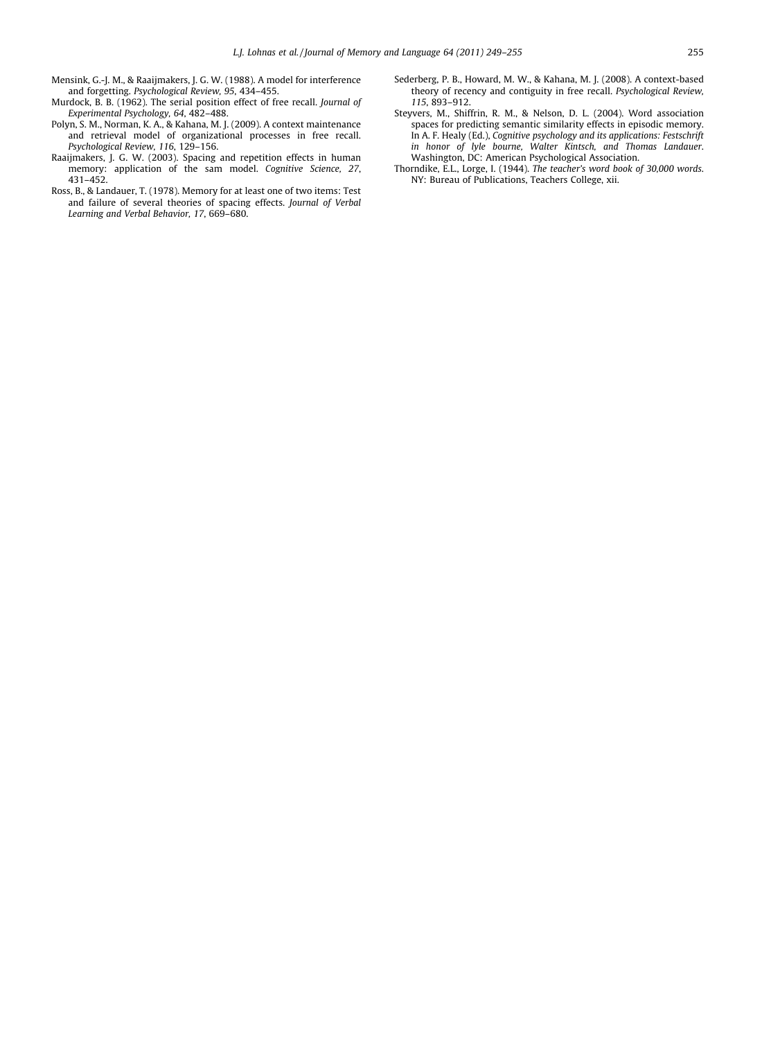Mensink, G.-J. M., & Raaijmakers, J. G. W. (1988). A model for interference and forgetting. *Psychological Review, 95*, 434–455.

Murdock, B. B. (1962). The serial position effect of free recall. *Journal of Experimental Psychology, 64*, 482–488.

Polyn, S. M., Norman, K. A., & Kahana, M. J. (2009). A context maintenance and retrieval model of organizational processes in free recall. *Psychological Review, 116*, 129–156.

Raaijmakers, J. G. W. (2003). Spacing and repetition effects in human memory: application of the sam model. *Cognitive Science, 27*, 431–452.

Ross, B., & Landauer, T. (1978). Memory for at least one of two items: Test and failure of several theories of spacing effects. *Journal of Verbal Learning and Verbal Behavior, 17*, 669–680.

Sederberg, P. B., Howard, M. W., & Kahana, M. J. (2008). A context-based theory of recency and contiguity in free recall. *Psychological Review, 115*, 893–912.

Steyvers, M., Shiffrin, R. M., & Nelson, D. L. (2004). Word association spaces for predicting semantic similarity effects in episodic memory. In A. F. Healy (Ed.), *Cognitive psychology and its applications: Festschrift in honor of lyle bourne, Walter Kintsch, and Thomas Landauer*. Washington, DC: American Psychological Association.

Thorndike, E.L., Lorge, I. (1944). *The teacher's word book of 30,000 words*. NY: Bureau of Publications, Teachers College, xii.